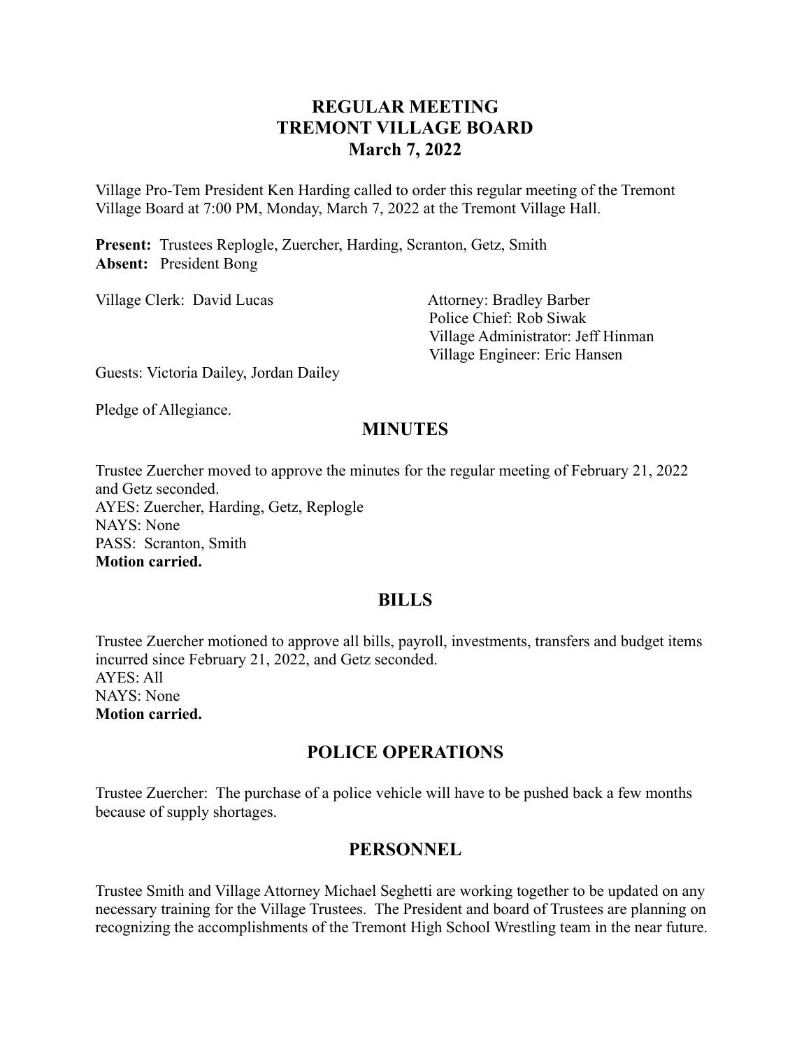# REGULAR MEETING
# TREMONT VILLAGE BOARD
# March 7, 2022

Village Pro-Tem President Ken Harding called to order this regular meeting of the Tremont Village Board at 7:00 PM, Monday, March 7, 2022 at the Tremont Village Hall.

**Present:** Trustees Replogle, Zuercher, Harding, Scranton, Getz, Smith
**Absent:** President Bong

Village Clerk: David Lucas

Attorney: Bradley Barber
Police Chief: Rob Siwak
Village Administrator: Jeff Hinman
Village Engineer: Eric Hansen

Guests: Victoria Dailey, Jordan Dailey

Pledge of Allegiance.

## MINUTES

Trustee Zuercher moved to approve the minutes for the regular meeting of February 21, 2022 and Getz seconded.
AYES: Zuercher, Harding, Getz, Replogle
NAYS: None
PASS: Scranton, Smith
**Motion carried.**

## BILLS

Trustee Zuercher motioned to approve all bills, payroll, investments, transfers and budget items incurred since February 21, 2022, and Getz seconded.
AYES: All
NAYS: None
**Motion carried.**

## POLICE OPERATIONS

Trustee Zuercher: The purchase of a police vehicle will have to be pushed back a few months because of supply shortages.

## PERSONNEL

Trustee Smith and Village Attorney Michael Seghetti are working together to be updated on any necessary training for the Village Trustees. The President and board of Trustees are planning on recognizing the accomplishments of the Tremont High School Wrestling team in the near future.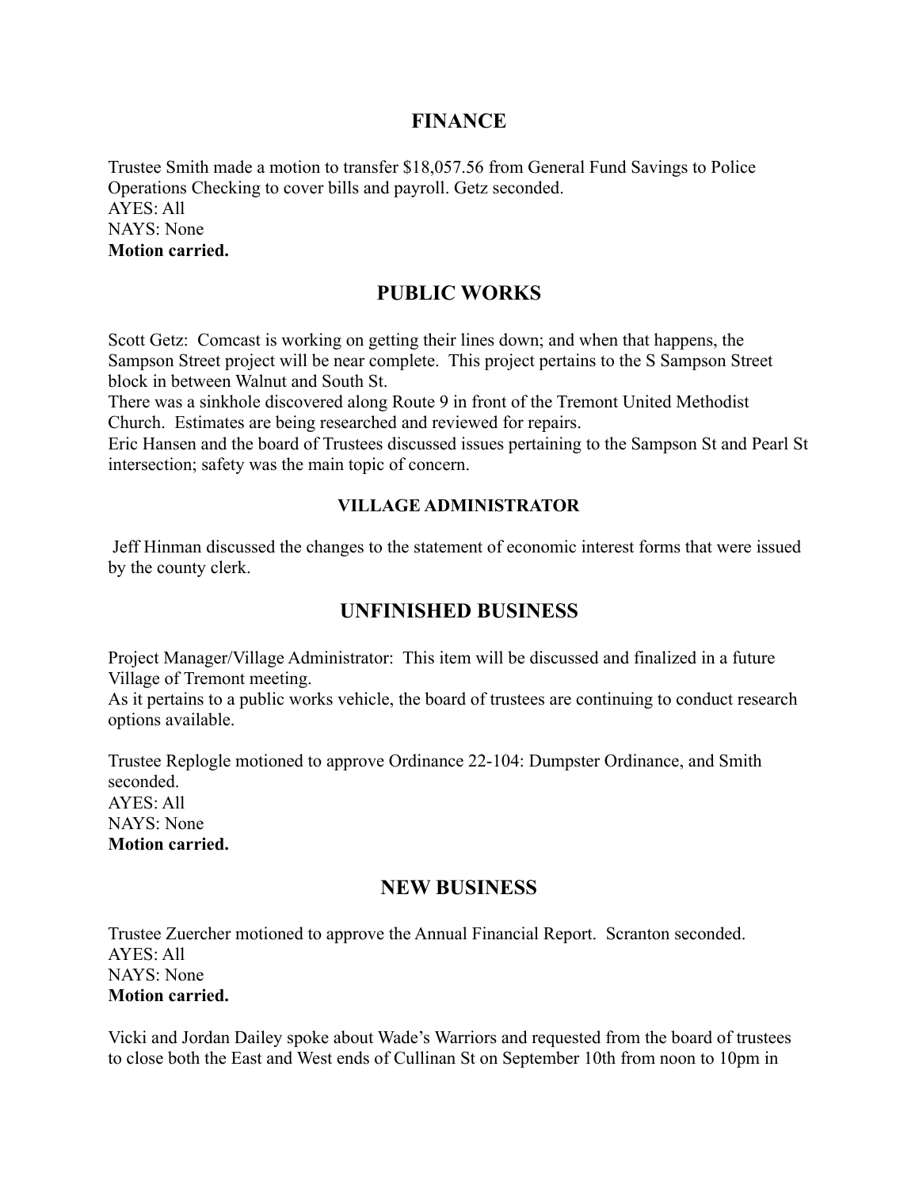## FINANCE

Trustee Smith made a motion to transfer $18,057.56 from General Fund Savings to Police Operations Checking to cover bills and payroll. Getz seconded.
AYES: All
NAYS: None
**Motion carried.**

## PUBLIC WORKS

Scott Getz: Comcast is working on getting their lines down; and when that happens, the Sampson Street project will be near complete. This project pertains to the S Sampson Street block in between Walnut and South St.
There was a sinkhole discovered along Route 9 in front of the Tremont United Methodist Church. Estimates are being researched and reviewed for repairs.
Eric Hansen and the board of Trustees discussed issues pertaining to the Sampson St and Pearl St intersection; safety was the main topic of concern.

### VILLAGE ADMINISTRATOR

Jeff Hinman discussed the changes to the statement of economic interest forms that were issued by the county clerk.

## UNFINISHED BUSINESS

Project Manager/Village Administrator: This item will be discussed and finalized in a future Village of Tremont meeting.
As it pertains to a public works vehicle, the board of trustees are continuing to conduct research options available.

Trustee Replogle motioned to approve Ordinance 22-104: Dumpster Ordinance, and Smith seconded.
AYES: All
NAYS: None
**Motion carried.**

## NEW BUSINESS

Trustee Zuercher motioned to approve the Annual Financial Report. Scranton seconded.
AYES: All
NAYS: None
**Motion carried.**

Vicki and Jordan Dailey spoke about Wade's Warriors and requested from the board of trustees to close both the East and West ends of Cullinan St on September 10th from noon to 10pm in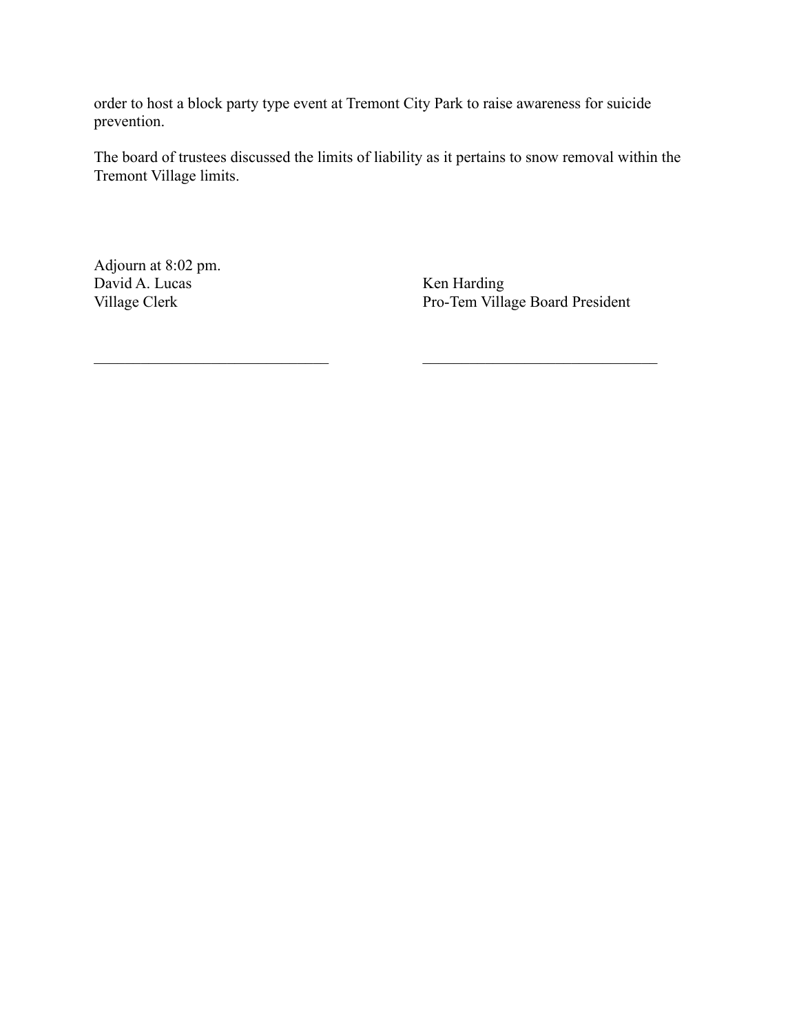order to host a block party type event at Tremont City Park to raise awareness for suicide prevention.

The board of trustees discussed the limits of liability as it pertains to snow removal within the Tremont Village limits.

Adjourn at 8:02 pm.

David A. Lucas
Village Clerk

_______________________________

Ken Harding
Pro-Tem Village Board President

_______________________________